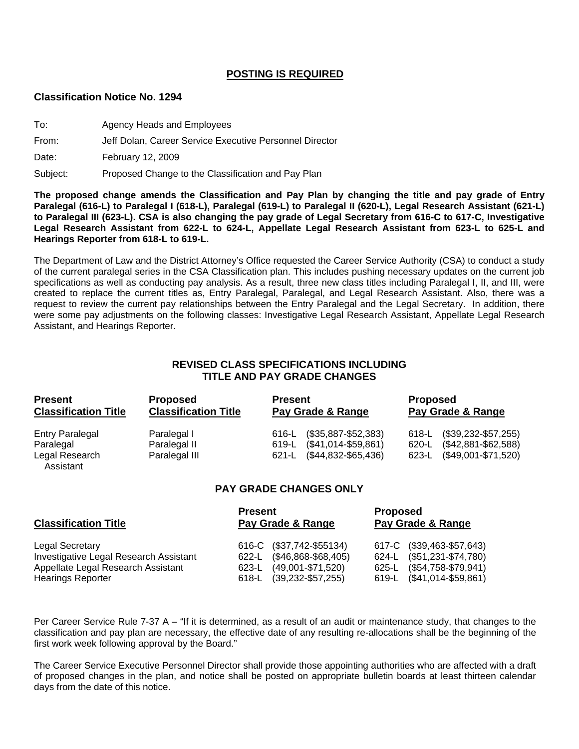**POSTING IS REQUIRED**

**Classification Notice No. 1294**

To: Agency Heads and Employees

From: Jeff Dolan, Career Service Executive Personnel Director

Date: February 12, 2009

Subject: Proposed Change to the Classification and Pay Plan

**The proposed change amends the Classification and Pay Plan by changing the title and pay grade of Entry Paralegal (616-L) to Paralegal I (618-L), Paralegal (619-L) to Paralegal II (620-L), Legal Research Assistant (621-L) to Paralegal III (623-L). CSA is also changing the pay grade of Legal Secretary from 616-C to 617-C, Investigative Legal Research Assistant from 622-L to 624-L, Appellate Legal Research Assistant from 623-L to 625-L and Hearings Reporter from 618-L to 619-L.**

The Department of Law and the District Attorney's Office requested the Career Service Authority (CSA) to conduct a study of the current paralegal series in the CSA Classification plan. This includes pushing necessary updates on the current job specifications as well as conducting pay analysis. As a result, three new class titles including Paralegal I, II, and III, were created to replace the current titles as, Entry Paralegal, Paralegal, and Legal Research Assistant. Also, there was a request to review the current pay relationships between the Entry Paralegal and the Legal Secretary. In addition, there were some pay adjustments on the following classes: Investigative Legal Research Assistant, Appellate Legal Research Assistant, and Hearings Reporter.

## REVISED CLASS SPECIFICATIONS INCLUDING TITLE AND PAY GRADE CHANGES

| Present Classification Title | Proposed Classification Title | Present Pay Grade & Range | Proposed Pay Grade & Range |
|---|---|---|---|
| Entry Paralegal | Paralegal I | 616-L ($35,887-$52,383) | 618-L ($39,232-$57,255) |
| Paralegal | Paralegal II | 619-L ($41,014-$59,861) | 620-L ($42,881-$62,588) |
| Legal Research Assistant | Paralegal III | 621-L ($44,832-$65,436) | 623-L ($49,001-$71,520) |

## PAY GRADE CHANGES ONLY

| Classification Title | Present Pay Grade & Range | Proposed Pay Grade & Range |
|---|---|---|
| Legal Secretary | 616-C ($37,742-$55134) | 617-C ($39,463-$57,643) |
| Investigative Legal Research Assistant | 622-L ($46,868-$68,405) | 624-L ($51,231-$74,780) |
| Appellate Legal Research Assistant | 623-L (49,001-$71,520) | 625-L ($54,758-$79,941) |
| Hearings Reporter | 618-L (39,232-$57,255) | 619-L ($41,014-$59,861) |

Per Career Service Rule 7-37 A – "If it is determined, as a result of an audit or maintenance study, that changes to the classification and pay plan are necessary, the effective date of any resulting re-allocations shall be the beginning of the first work week following approval by the Board."

The Career Service Executive Personnel Director shall provide those appointing authorities who are affected with a draft of proposed changes in the plan, and notice shall be posted on appropriate bulletin boards at least thirteen calendar days from the date of this notice.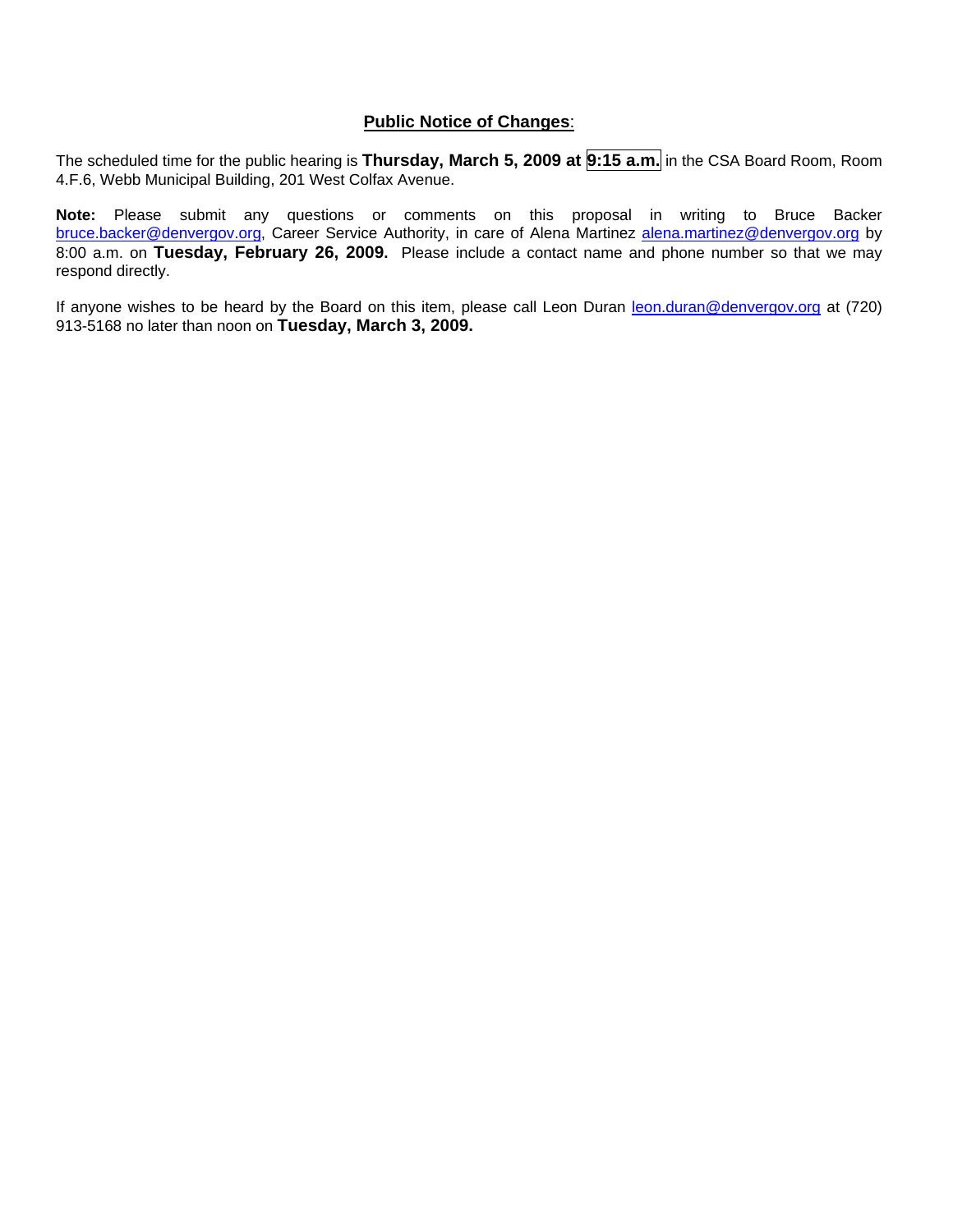**<u>Public Notice of Changes</u>**:

The scheduled time for the public hearing is **Thursday, March 5, 2009 at 9:15 a.m.** in the CSA Board Room, Room 4.F.6, Webb Municipal Building, 201 West Colfax Avenue.

**Note:** Please submit any questions or comments on this proposal in writing to Bruce Backer bruce.backer@denvergov.org, Career Service Authority, in care of Alena Martinez alena.martinez@denvergov.org by 8:00 a.m. on **Tuesday, February 26, 2009.** Please include a contact name and phone number so that we may respond directly.

If anyone wishes to be heard by the Board on this item, please call Leon Duran leon.duran@denvergov.org at (720) 913-5168 no later than noon on **Tuesday, March 3, 2009.**